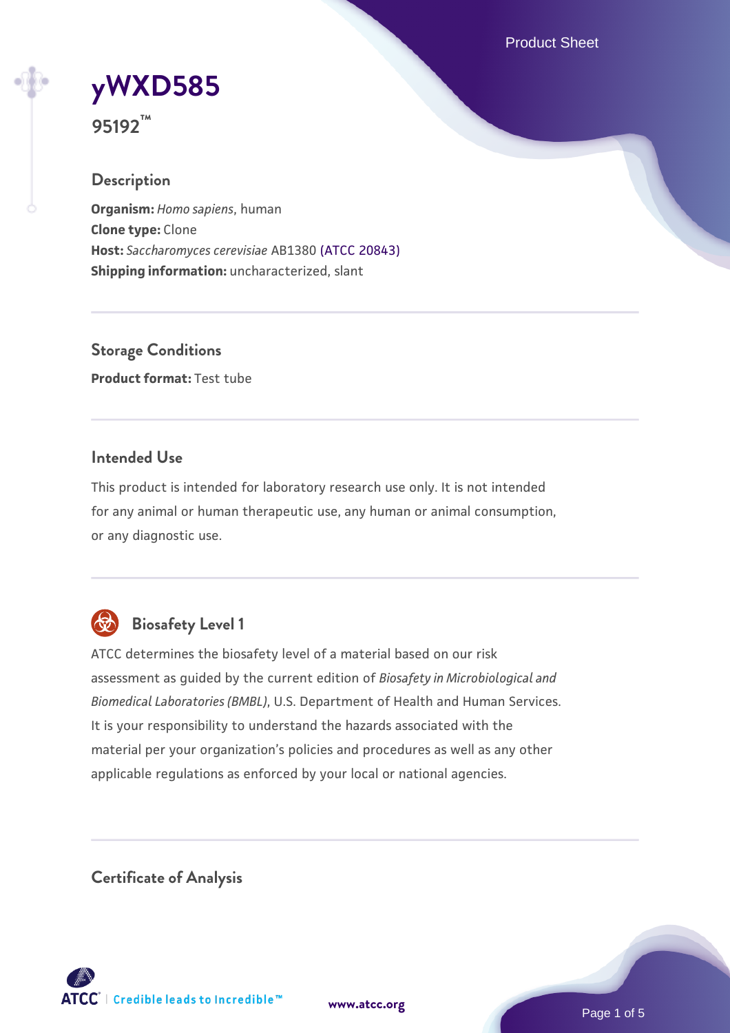# yWXD585

**95192™**

## Description

**Organism:** *Homo sapiens*, human
**Clone type:** Clone
**Host:** *Saccharomyces cerevisiae* AB1380 (ATCC 20843)
**Shipping information:** uncharacterized, slant

## Storage Conditions

**Product format:** Test tube

## Intended Use

This product is intended for laboratory research use only. It is not intended for any animal or human therapeutic use, any human or animal consumption, or any diagnostic use.

## Biosafety Level 1

ATCC determines the biosafety level of a material based on our risk assessment as guided by the current edition of *Biosafety in Microbiological and Biomedical Laboratories (BMBL)*, U.S. Department of Health and Human Services. It is your responsibility to understand the hazards associated with the material per your organization's policies and procedures as well as any other applicable regulations as enforced by your local or national agencies.

## Certificate of Analysis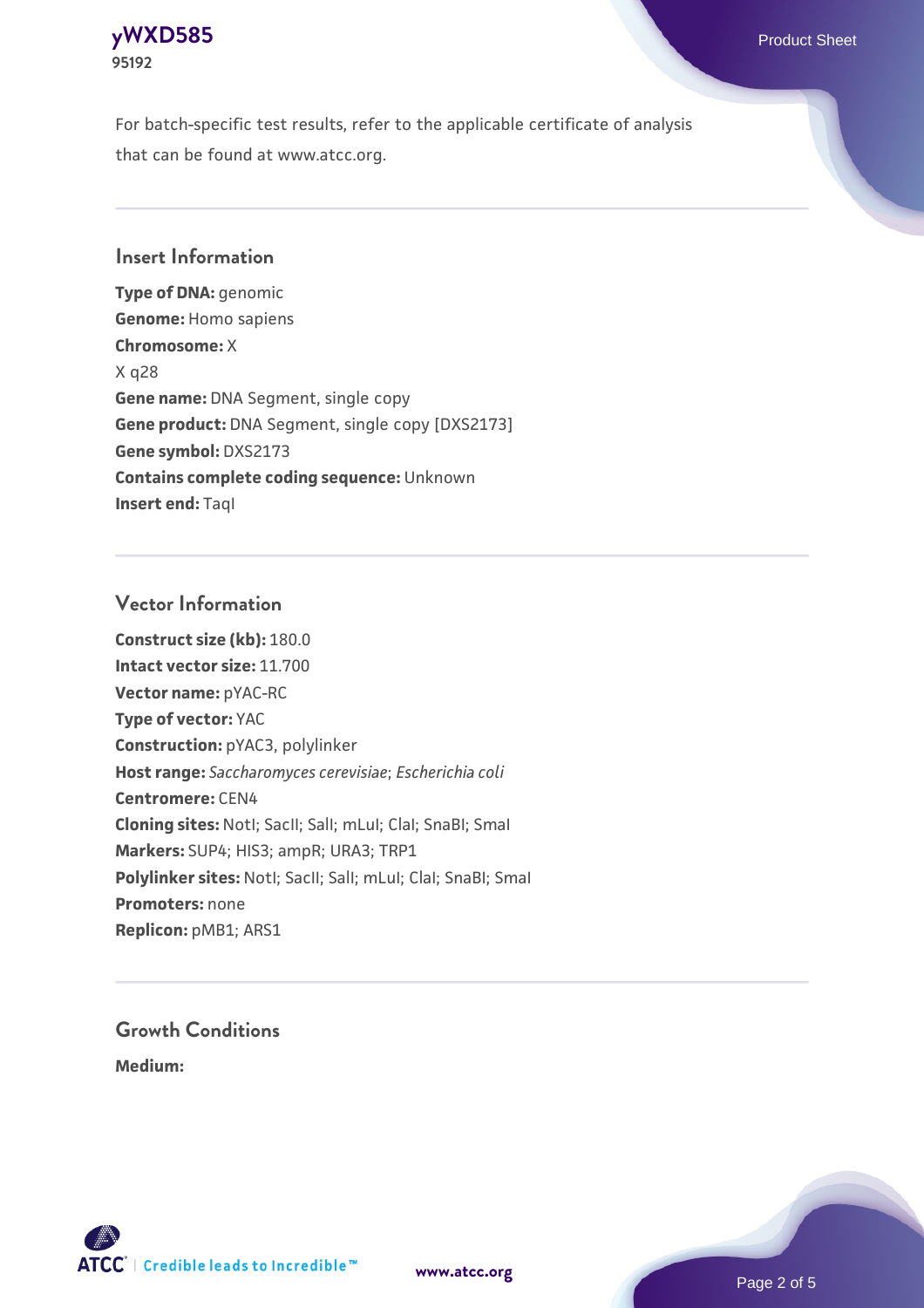For batch-specific test results, refer to the applicable certificate of analysis that can be found at www.atcc.org.

## Insert Information

**Type of DNA:** genomic
**Genome:** Homo sapiens
**Chromosome:** X
X q28
**Gene name:** DNA Segment, single copy
**Gene product:** DNA Segment, single copy [DXS2173]
**Gene symbol:** DXS2173
**Contains complete coding sequence:** Unknown
**Insert end:** TaqI

## Vector Information

**Construct size (kb):** 180.0
**Intact vector size:** 11.700
**Vector name:** pYAC-RC
**Type of vector:** YAC
**Construction:** pYAC3, polylinker
**Host range:** *Saccharomyces cerevisiae*; *Escherichia coli*
**Centromere:** CEN4
**Cloning sites:** NotI; SacII; SalI; mLuI; ClaI; SnaBI; SmaI
**Markers:** SUP4; HIS3; ampR; URA3; TRP1
**Polylinker sites:** NotI; SacII; SalI; mLuI; ClaI; SnaBI; SmaI
**Promoters:** none
**Replicon:** pMB1; ARS1

## Growth Conditions

**Medium:**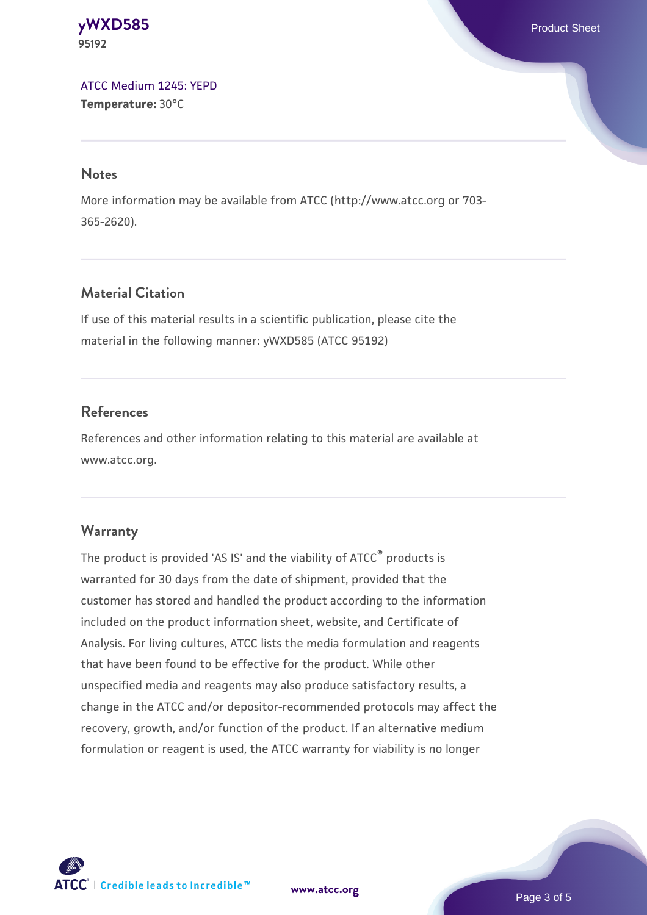ATCC Medium 1245: YEPD
**Temperature:** 30°C

## Notes

More information may be available from ATCC (http://www.atcc.org or 703-365-2620).

## Material Citation

If use of this material results in a scientific publication, please cite the material in the following manner: yWXD585 (ATCC 95192)

## References

References and other information relating to this material are available at www.atcc.org.

## Warranty

The product is provided 'AS IS' and the viability of ATCC® products is warranted for 30 days from the date of shipment, provided that the customer has stored and handled the product according to the information included on the product information sheet, website, and Certificate of Analysis. For living cultures, ATCC lists the media formulation and reagents that have been found to be effective for the product. While other unspecified media and reagents may also produce satisfactory results, a change in the ATCC and/or depositor-recommended protocols may affect the recovery, growth, and/or function of the product. If an alternative medium formulation or reagent is used, the ATCC warranty for viability is no longer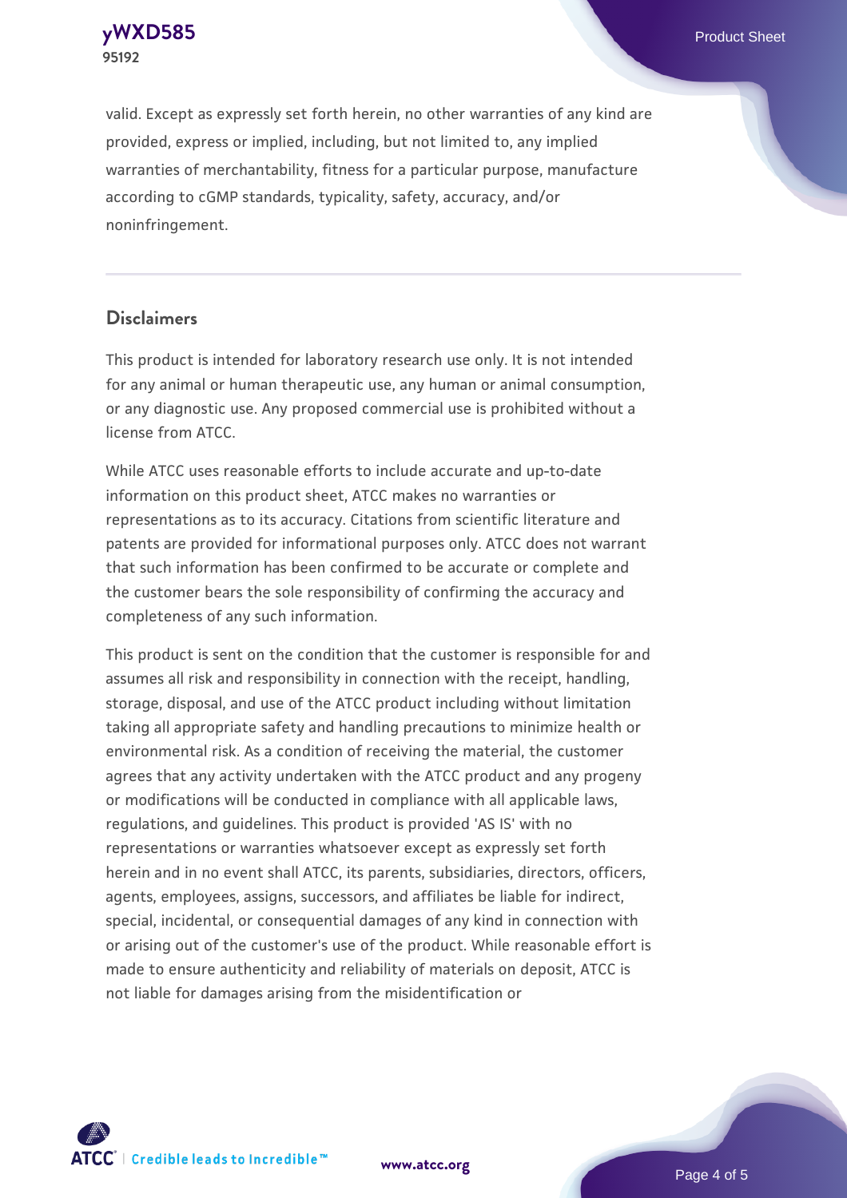valid. Except as expressly set forth herein, no other warranties of any kind are provided, express or implied, including, but not limited to, any implied warranties of merchantability, fitness for a particular purpose, manufacture according to cGMP standards, typicality, safety, accuracy, and/or noninfringement.

## Disclaimers

This product is intended for laboratory research use only. It is not intended for any animal or human therapeutic use, any human or animal consumption, or any diagnostic use. Any proposed commercial use is prohibited without a license from ATCC.

While ATCC uses reasonable efforts to include accurate and up-to-date information on this product sheet, ATCC makes no warranties or representations as to its accuracy. Citations from scientific literature and patents are provided for informational purposes only. ATCC does not warrant that such information has been confirmed to be accurate or complete and the customer bears the sole responsibility of confirming the accuracy and completeness of any such information.

This product is sent on the condition that the customer is responsible for and assumes all risk and responsibility in connection with the receipt, handling, storage, disposal, and use of the ATCC product including without limitation taking all appropriate safety and handling precautions to minimize health or environmental risk. As a condition of receiving the material, the customer agrees that any activity undertaken with the ATCC product and any progeny or modifications will be conducted in compliance with all applicable laws, regulations, and guidelines. This product is provided 'AS IS' with no representations or warranties whatsoever except as expressly set forth herein and in no event shall ATCC, its parents, subsidiaries, directors, officers, agents, employees, assigns, successors, and affiliates be liable for indirect, special, incidental, or consequential damages of any kind in connection with or arising out of the customer's use of the product. While reasonable effort is made to ensure authenticity and reliability of materials on deposit, ATCC is not liable for damages arising from the misidentification or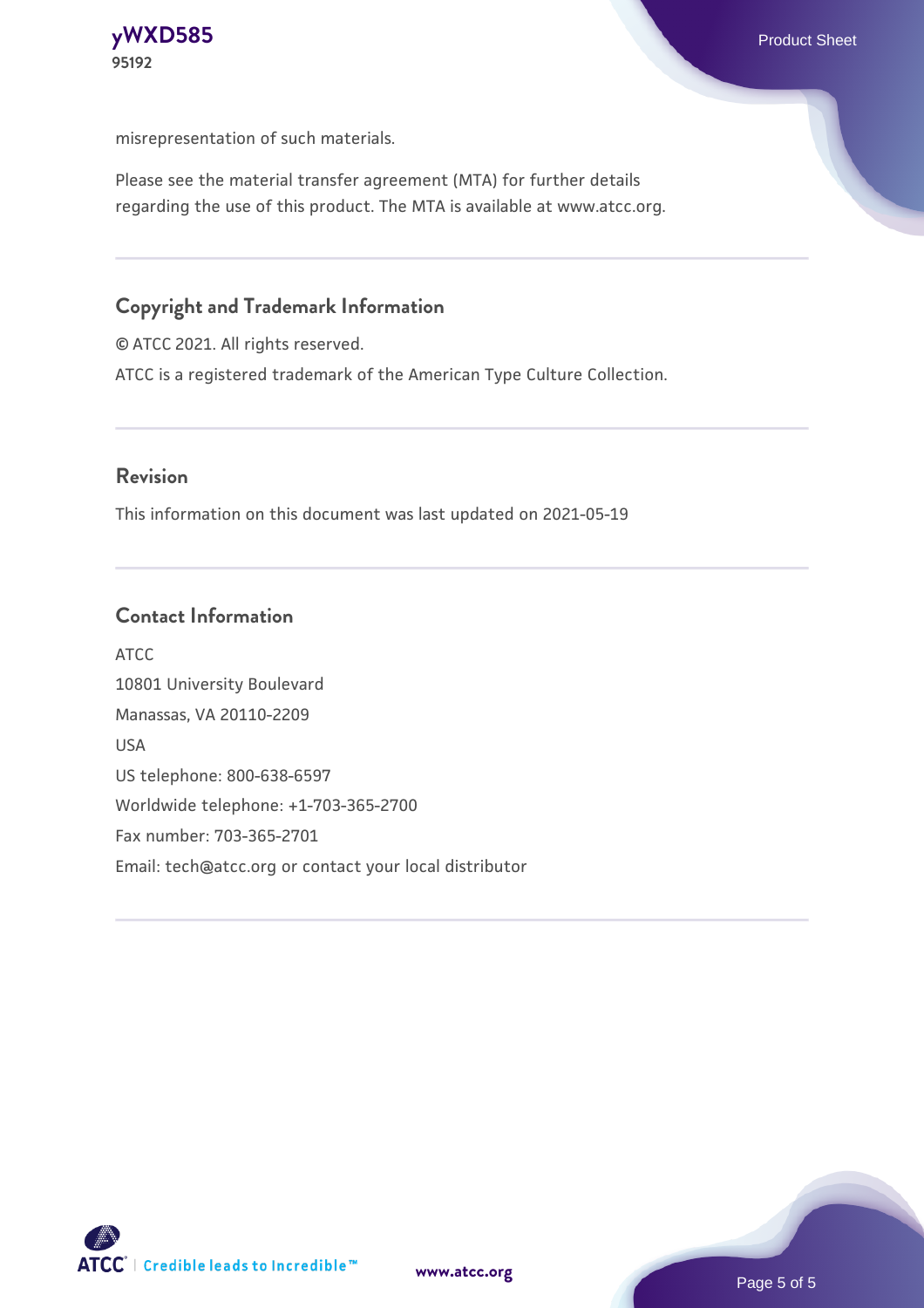misrepresentation of such materials.

Please see the material transfer agreement (MTA) for further details regarding the use of this product. The MTA is available at www.atcc.org.

## Copyright and Trademark Information

© ATCC 2021. All rights reserved.

ATCC is a registered trademark of the American Type Culture Collection.

## Revision

This information on this document was last updated on 2021-05-19

## Contact Information

ATCC
10801 University Boulevard
Manassas, VA 20110-2209
USA
US telephone: 800-638-6597
Worldwide telephone: +1-703-365-2700
Fax number: 703-365-2701
Email: tech@atcc.org or contact your local distributor